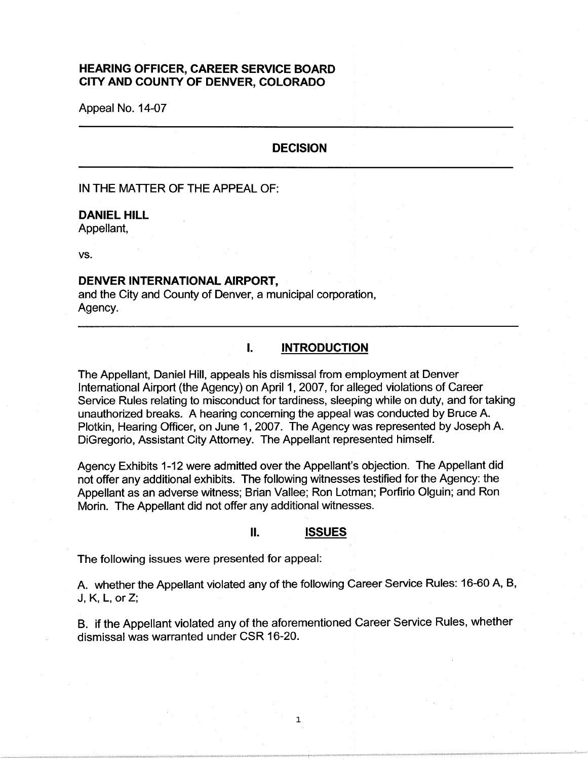**HEARING OFFICER, CAREER SERVICE BOARD**
**CITY AND COUNTY OF DENVER, COLORADO**

Appeal No. 14-07

---

## DECISION

---

IN THE MATTER OF THE APPEAL OF:

**DANIEL HILL**
Appellant,

vs.

**DENVER INTERNATIONAL AIRPORT,**
and the City and County of Denver, a municipal corporation,
Agency.

---

## I. INTRODUCTION

The Appellant, Daniel Hill, appeals his dismissal from employment at Denver International Airport (the Agency) on April 1, 2007, for alleged violations of Career Service Rules relating to misconduct for tardiness, sleeping while on duty, and for taking unauthorized breaks. A hearing concerning the appeal was conducted by Bruce A. Plotkin, Hearing Officer, on June 1, 2007. The Agency was represented by Joseph A. DiGregorio, Assistant City Attorney. The Appellant represented himself.

Agency Exhibits 1-12 were admitted over the Appellant's objection. The Appellant did not offer any additional exhibits. The following witnesses testified for the Agency: the Appellant as an adverse witness; Brian Vallee; Ron Lotman; Porfirio Olguin; and Ron Morin. The Appellant did not offer any additional witnesses.

## II. ISSUES

The following issues were presented for appeal:

A. whether the Appellant violated any of the following Career Service Rules: 16-60 A, B, J, K, L, or Z;

B. if the Appellant violated any of the aforementioned Career Service Rules, whether dismissal was warranted under CSR 16-20.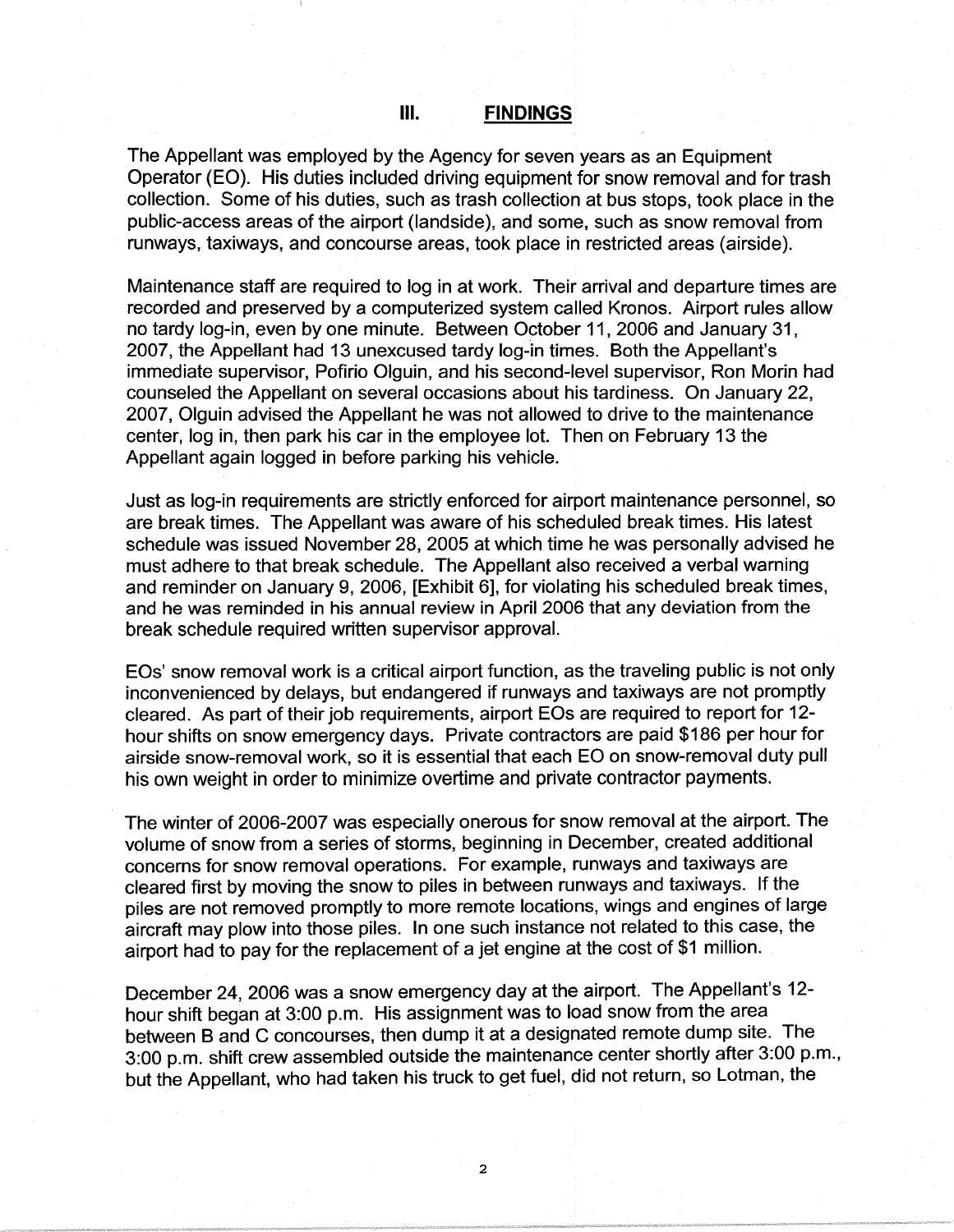## III. FINDINGS

The Appellant was employed by the Agency for seven years as an Equipment Operator (EO). His duties included driving equipment for snow removal and for trash collection. Some of his duties, such as trash collection at bus stops, took place in the public-access areas of the airport (landside), and some, such as snow removal from runways, taxiways, and concourse areas, took place in restricted areas (airside).

Maintenance staff are required to log in at work. Their arrival and departure times are recorded and preserved by a computerized system called Kronos. Airport rules allow no tardy log-in, even by one minute. Between October 11, 2006 and January 31, 2007, the Appellant had 13 unexcused tardy log-in times. Both the Appellant's immediate supervisor, Pofirio Olguin, and his second-level supervisor, Ron Morin had counseled the Appellant on several occasions about his tardiness. On January 22, 2007, Olguin advised the Appellant he was not allowed to drive to the maintenance center, log in, then park his car in the employee lot. Then on February 13 the Appellant again logged in before parking his vehicle.

Just as log-in requirements are strictly enforced for airport maintenance personnel, so are break times. The Appellant was aware of his scheduled break times. His latest schedule was issued November 28, 2005 at which time he was personally advised he must adhere to that break schedule. The Appellant also received a verbal warning and reminder on January 9, 2006, [Exhibit 6], for violating his scheduled break times, and he was reminded in his annual review in April 2006 that any deviation from the break schedule required written supervisor approval.

EOs' snow removal work is a critical airport function, as the traveling public is not only inconvenienced by delays, but endangered if runways and taxiways are not promptly cleared. As part of their job requirements, airport EOs are required to report for 12-hour shifts on snow emergency days. Private contractors are paid $186 per hour for airside snow-removal work, so it is essential that each EO on snow-removal duty pull his own weight in order to minimize overtime and private contractor payments.

The winter of 2006-2007 was especially onerous for snow removal at the airport. The volume of snow from a series of storms, beginning in December, created additional concerns for snow removal operations. For example, runways and taxiways are cleared first by moving the snow to piles in between runways and taxiways. If the piles are not removed promptly to more remote locations, wings and engines of large aircraft may plow into those piles. In one such instance not related to this case, the airport had to pay for the replacement of a jet engine at the cost of $1 million.

December 24, 2006 was a snow emergency day at the airport. The Appellant's 12-hour shift began at 3:00 p.m. His assignment was to load snow from the area between B and C concourses, then dump it at a designated remote dump site. The 3:00 p.m. shift crew assembled outside the maintenance center shortly after 3:00 p.m., but the Appellant, who had taken his truck to get fuel, did not return, so Lotman, the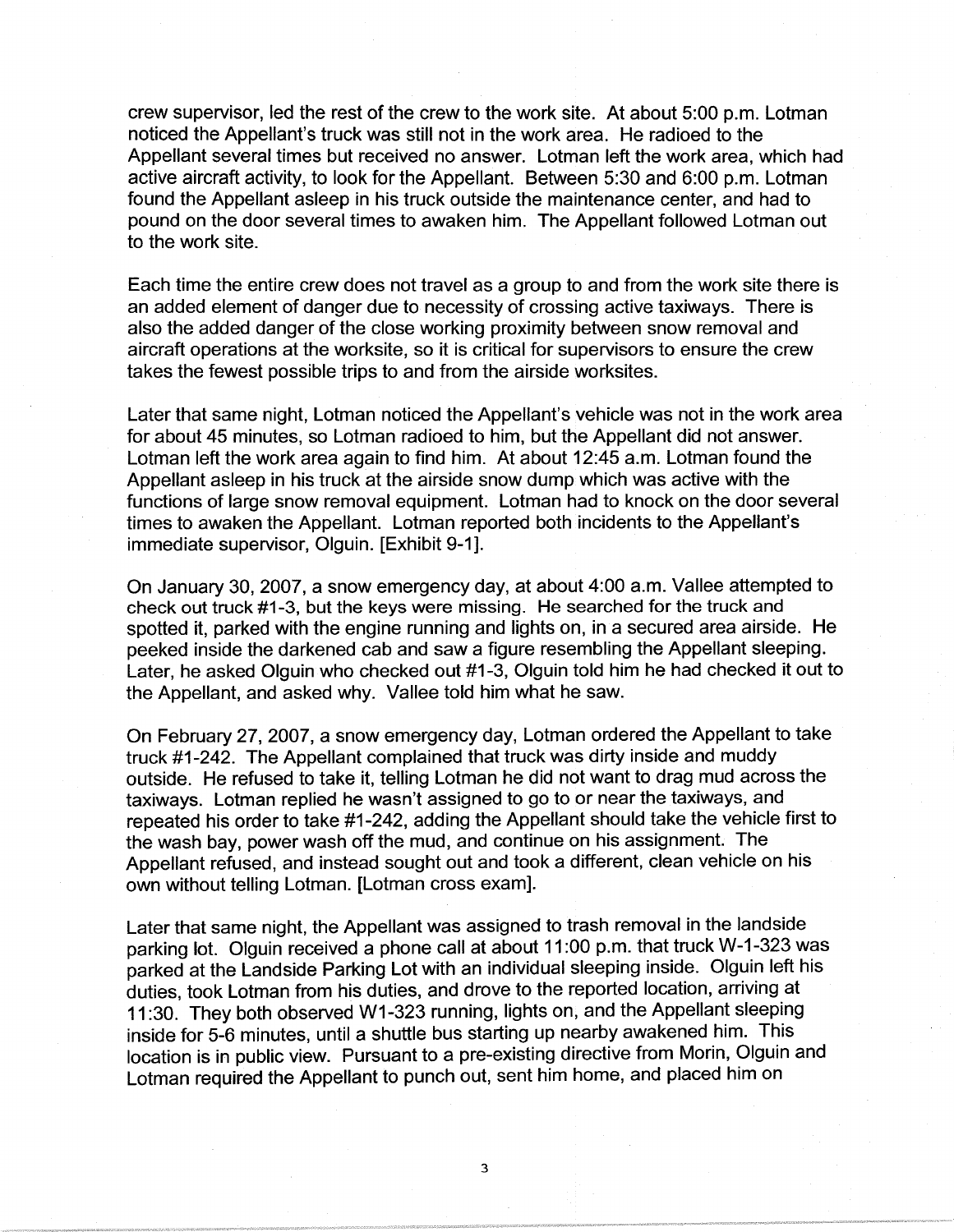crew supervisor, led the rest of the crew to the work site. At about 5:00 p.m. Lotman noticed the Appellant's truck was still not in the work area. He radioed to the Appellant several times but received no answer. Lotman left the work area, which had active aircraft activity, to look for the Appellant. Between 5:30 and 6:00 p.m. Lotman found the Appellant asleep in his truck outside the maintenance center, and had to pound on the door several times to awaken him. The Appellant followed Lotman out to the work site.

Each time the entire crew does not travel as a group to and from the work site there is an added element of danger due to necessity of crossing active taxiways. There is also the added danger of the close working proximity between snow removal and aircraft operations at the worksite, so it is critical for supervisors to ensure the crew takes the fewest possible trips to and from the airside worksites.

Later that same night, Lotman noticed the Appellant's vehicle was not in the work area for about 45 minutes, so Lotman radioed to him, but the Appellant did not answer. Lotman left the work area again to find him. At about 12:45 a.m. Lotman found the Appellant asleep in his truck at the airside snow dump which was active with the functions of large snow removal equipment. Lotman had to knock on the door several times to awaken the Appellant. Lotman reported both incidents to the Appellant's immediate supervisor, Olguin. [Exhibit 9-1].

On January 30, 2007, a snow emergency day, at about 4:00 a.m. Vallee attempted to check out truck #1-3, but the keys were missing. He searched for the truck and spotted it, parked with the engine running and lights on, in a secured area airside. He peeked inside the darkened cab and saw a figure resembling the Appellant sleeping. Later, he asked Olguin who checked out #1-3, Olguin told him he had checked it out to the Appellant, and asked why. Vallee told him what he saw.

On February 27, 2007, a snow emergency day, Lotman ordered the Appellant to take truck #1-242. The Appellant complained that truck was dirty inside and muddy outside. He refused to take it, telling Lotman he did not want to drag mud across the taxiways. Lotman replied he wasn't assigned to go to or near the taxiways, and repeated his order to take #1-242, adding the Appellant should take the vehicle first to the wash bay, power wash off the mud, and continue on his assignment. The Appellant refused, and instead sought out and took a different, clean vehicle on his own without telling Lotman. [Lotman cross exam].

Later that same night, the Appellant was assigned to trash removal in the landside parking lot. Olguin received a phone call at about 11:00 p.m. that truck W-1-323 was parked at the Landside Parking Lot with an individual sleeping inside. Olguin left his duties, took Lotman from his duties, and drove to the reported location, arriving at 11:30. They both observed W1-323 running, lights on, and the Appellant sleeping inside for 5-6 minutes, until a shuttle bus starting up nearby awakened him. This location is in public view. Pursuant to a pre-existing directive from Morin, Olguin and Lotman required the Appellant to punch out, sent him home, and placed him on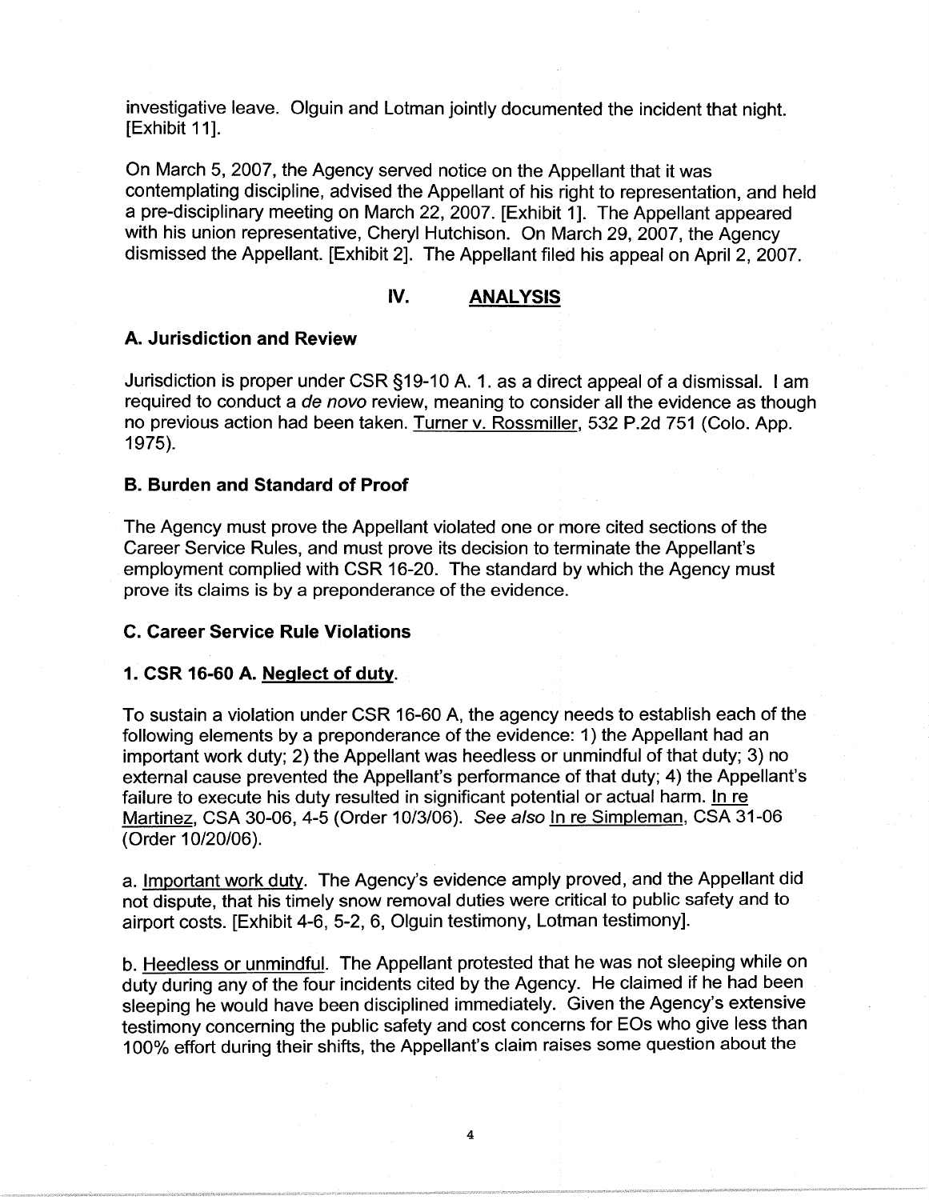investigative leave. Olguin and Lotman jointly documented the incident that night. [Exhibit 11].

On March 5, 2007, the Agency served notice on the Appellant that it was contemplating discipline, advised the Appellant of his right to representation, and held a pre-disciplinary meeting on March 22, 2007. [Exhibit 1]. The Appellant appeared with his union representative, Cheryl Hutchison. On March 29, 2007, the Agency dismissed the Appellant. [Exhibit 2]. The Appellant filed his appeal on April 2, 2007.

## IV. ANALYSIS

### A. Jurisdiction and Review

Jurisdiction is proper under CSR §19-10 A. 1. as a direct appeal of a dismissal. I am required to conduct a *de novo* review, meaning to consider all the evidence as though no previous action had been taken. Turner v. Rossmiller, 532 P.2d 751 (Colo. App. 1975).

### B. Burden and Standard of Proof

The Agency must prove the Appellant violated one or more cited sections of the Career Service Rules, and must prove its decision to terminate the Appellant's employment complied with CSR 16-20. The standard by which the Agency must prove its claims is by a preponderance of the evidence.

### C. Career Service Rule Violations

#### 1. CSR 16-60 A. Neglect of duty.

To sustain a violation under CSR 16-60 A, the agency needs to establish each of the following elements by a preponderance of the evidence: 1) the Appellant had an important work duty; 2) the Appellant was heedless or unmindful of that duty; 3) no external cause prevented the Appellant's performance of that duty; 4) the Appellant's failure to execute his duty resulted in significant potential or actual harm. In re Martinez, CSA 30-06, 4-5 (Order 10/3/06). *See also* In re Simpleman, CSA 31-06 (Order 10/20/06).

a. Important work duty. The Agency's evidence amply proved, and the Appellant did not dispute, that his timely snow removal duties were critical to public safety and to airport costs. [Exhibit 4-6, 5-2, 6, Olguin testimony, Lotman testimony].

b. Heedless or unmindful. The Appellant protested that he was not sleeping while on duty during any of the four incidents cited by the Agency. He claimed if he had been sleeping he would have been disciplined immediately. Given the Agency's extensive testimony concerning the public safety and cost concerns for EOs who give less than 100% effort during their shifts, the Appellant's claim raises some question about the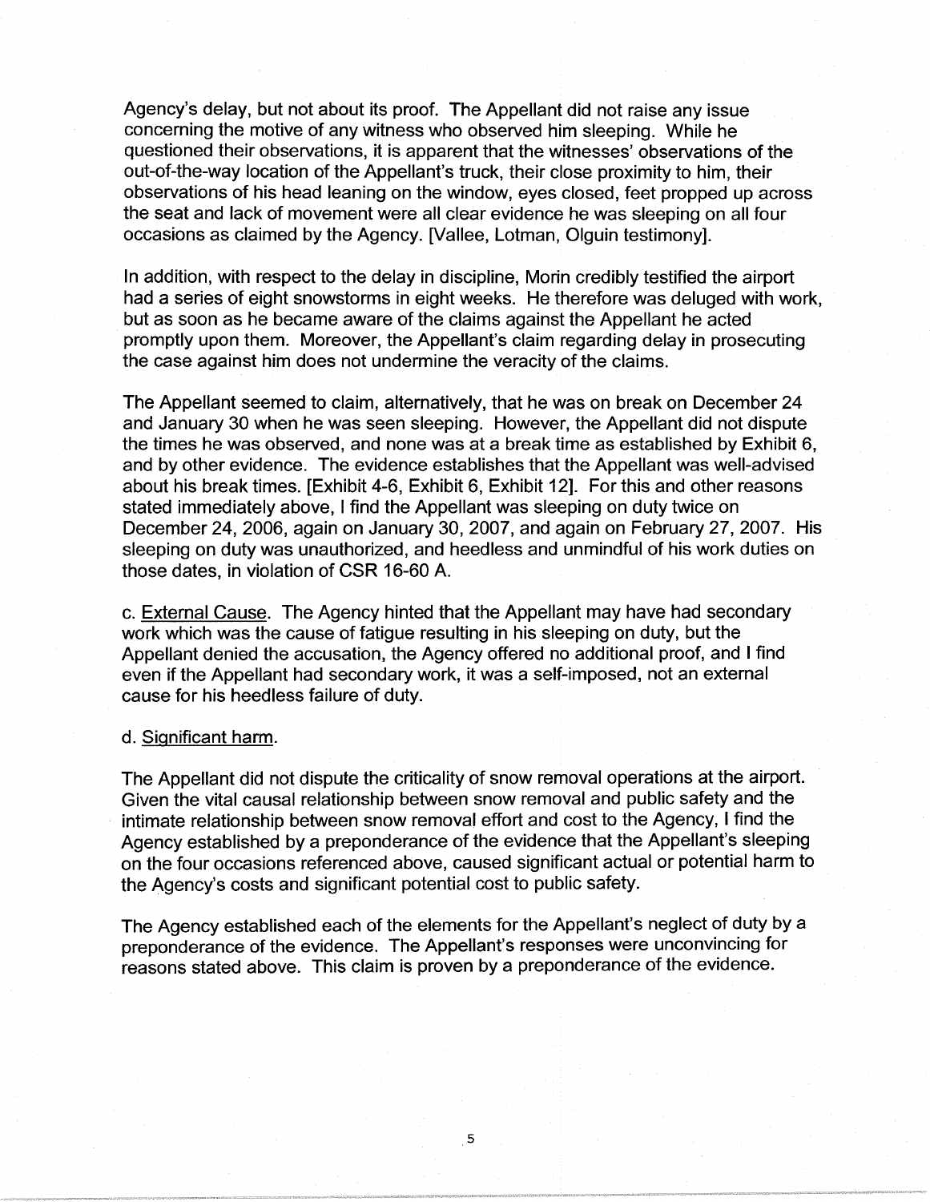Agency's delay, but not about its proof. The Appellant did not raise any issue concerning the motive of any witness who observed him sleeping. While he questioned their observations, it is apparent that the witnesses' observations of the out-of-the-way location of the Appellant's truck, their close proximity to him, their observations of his head leaning on the window, eyes closed, feet propped up across the seat and lack of movement were all clear evidence he was sleeping on all four occasions as claimed by the Agency. [Vallee, Lotman, Olguin testimony].

In addition, with respect to the delay in discipline, Morin credibly testified the airport had a series of eight snowstorms in eight weeks. He therefore was deluged with work, but as soon as he became aware of the claims against the Appellant he acted promptly upon them. Moreover, the Appellant's claim regarding delay in prosecuting the case against him does not undermine the veracity of the claims.

The Appellant seemed to claim, alternatively, that he was on break on December 24 and January 30 when he was seen sleeping. However, the Appellant did not dispute the times he was observed, and none was at a break time as established by Exhibit 6, and by other evidence. The evidence establishes that the Appellant was well-advised about his break times. [Exhibit 4-6, Exhibit 6, Exhibit 12]. For this and other reasons stated immediately above, I find the Appellant was sleeping on duty twice on December 24, 2006, again on January 30, 2007, and again on February 27, 2007. His sleeping on duty was unauthorized, and heedless and unmindful of his work duties on those dates, in violation of CSR 16-60 A.

c. <u>External Cause</u>. The Agency hinted that the Appellant may have had secondary work which was the cause of fatigue resulting in his sleeping on duty, but the Appellant denied the accusation, the Agency offered no additional proof, and I find even if the Appellant had secondary work, it was a self-imposed, not an external cause for his heedless failure of duty.

d. <u>Significant harm</u>.

The Appellant did not dispute the criticality of snow removal operations at the airport. Given the vital causal relationship between snow removal and public safety and the intimate relationship between snow removal effort and cost to the Agency, I find the Agency established by a preponderance of the evidence that the Appellant's sleeping on the four occasions referenced above, caused significant actual or potential harm to the Agency's costs and significant potential cost to public safety.

The Agency established each of the elements for the Appellant's neglect of duty by a preponderance of the evidence. The Appellant's responses were unconvincing for reasons stated above. This claim is proven by a preponderance of the evidence.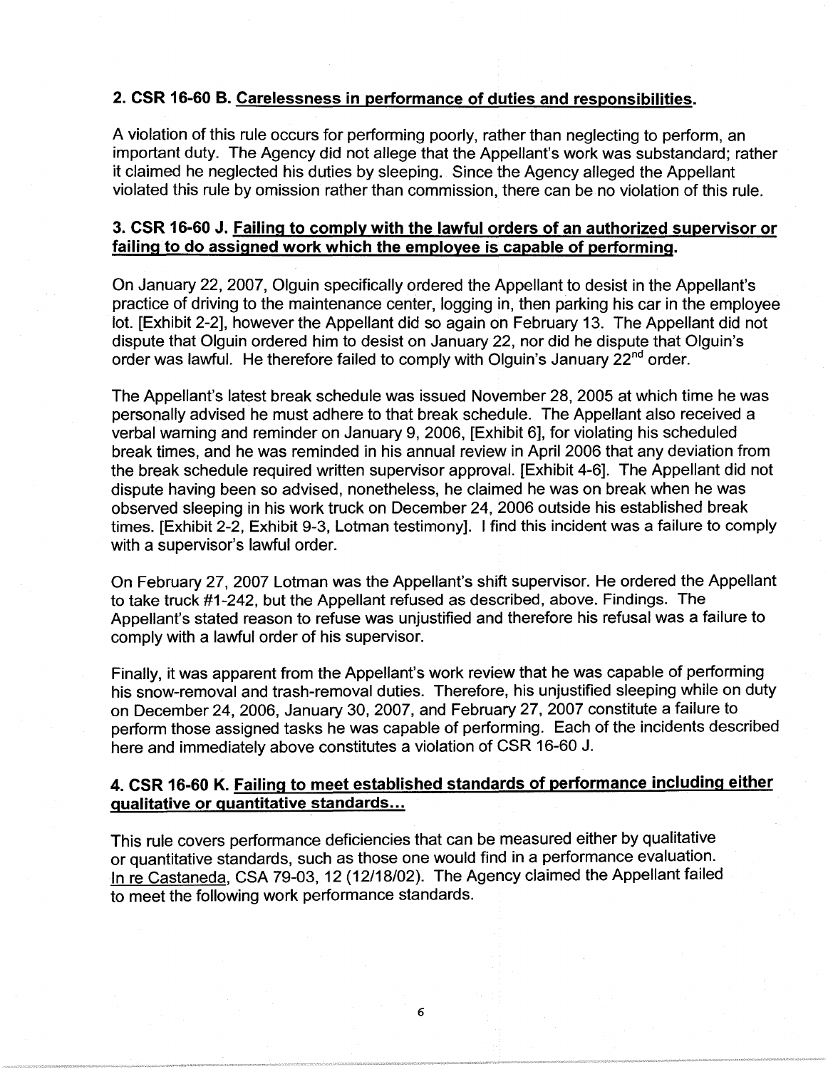### 2. CSR 16-60 B. Carelessness in performance of duties and responsibilities.

A violation of this rule occurs for performing poorly, rather than neglecting to perform, an important duty. The Agency did not allege that the Appellant's work was substandard; rather it claimed he neglected his duties by sleeping. Since the Agency alleged the Appellant violated this rule by omission rather than commission, there can be no violation of this rule.

### 3. CSR 16-60 J. Failing to comply with the lawful orders of an authorized supervisor or failing to do assigned work which the employee is capable of performing.

On January 22, 2007, Olguin specifically ordered the Appellant to desist in the Appellant's practice of driving to the maintenance center, logging in, then parking his car in the employee lot. [Exhibit 2-2], however the Appellant did so again on February 13. The Appellant did not dispute that Olguin ordered him to desist on January 22, nor did he dispute that Olguin's order was lawful. He therefore failed to comply with Olguin's January 22nd order.

The Appellant's latest break schedule was issued November 28, 2005 at which time he was personally advised he must adhere to that break schedule. The Appellant also received a verbal warning and reminder on January 9, 2006, [Exhibit 6], for violating his scheduled break times, and he was reminded in his annual review in April 2006 that any deviation from the break schedule required written supervisor approval. [Exhibit 4-6]. The Appellant did not dispute having been so advised, nonetheless, he claimed he was on break when he was observed sleeping in his work truck on December 24, 2006 outside his established break times. [Exhibit 2-2, Exhibit 9-3, Lotman testimony]. I find this incident was a failure to comply with a supervisor's lawful order.

On February 27, 2007 Lotman was the Appellant's shift supervisor. He ordered the Appellant to take truck #1-242, but the Appellant refused as described, above. Findings. The Appellant's stated reason to refuse was unjustified and therefore his refusal was a failure to comply with a lawful order of his supervisor.

Finally, it was apparent from the Appellant's work review that he was capable of performing his snow-removal and trash-removal duties. Therefore, his unjustified sleeping while on duty on December 24, 2006, January 30, 2007, and February 27, 2007 constitute a failure to perform those assigned tasks he was capable of performing. Each of the incidents described here and immediately above constitutes a violation of CSR 16-60 J.

### 4. CSR 16-60 K. Failing to meet established standards of performance including either qualitative or quantitative standards...

This rule covers performance deficiencies that can be measured either by qualitative or quantitative standards, such as those one would find in a performance evaluation. In re Castaneda, CSA 79-03, 12 (12/18/02). The Agency claimed the Appellant failed to meet the following work performance standards.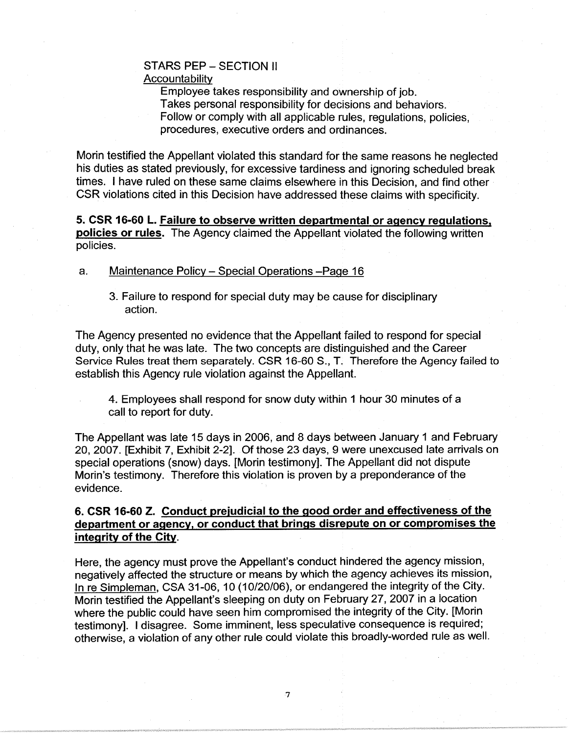STARS PEP – SECTION II

<u>Accountability</u>

Employee takes responsibility and ownership of job.
Takes personal responsibility for decisions and behaviors.
Follow or comply with all applicable rules, regulations, policies, procedures, executive orders and ordinances.

Morin testified the Appellant violated this standard for the same reasons he neglected his duties as stated previously, for excessive tardiness and ignoring scheduled break times. I have ruled on these same claims elsewhere in this Decision, and find other CSR violations cited in this Decision have addressed these claims with specificity.

**5. CSR 16-60 L. <u>Failure to observe written departmental or agency regulations, policies or rules</u>.** The Agency claimed the Appellant violated the following written policies.

a. <u>Maintenance Policy – Special Operations –Page 16</u>

3. Failure to respond for special duty may be cause for disciplinary action.

The Agency presented no evidence that the Appellant failed to respond for special duty, only that he was late. The two concepts are distinguished and the Career Service Rules treat them separately. CSR 16-60 S., T. Therefore the Agency failed to establish this Agency rule violation against the Appellant.

4. Employees shall respond for snow duty within 1 hour 30 minutes of a call to report for duty.

The Appellant was late 15 days in 2006, and 8 days between January 1 and February 20, 2007. [Exhibit 7, Exhibit 2-2]. Of those 23 days, 9 were unexcused late arrivals on special operations (snow) days. [Morin testimony]. The Appellant did not dispute Morin's testimony. Therefore this violation is proven by a preponderance of the evidence.

**6. CSR 16-60 Z. <u>Conduct prejudicial to the good order and effectiveness of the department or agency, or conduct that brings disrepute on or compromises the integrity of the City</u>.**

Here, the agency must prove the Appellant's conduct hindered the agency mission, negatively affected the structure or means by which the agency achieves its mission, <u>In re Simpleman</u>, CSA 31-06, 10 (10/20/06), or endangered the integrity of the City. Morin testified the Appellant's sleeping on duty on February 27, 2007 in a location where the public could have seen him compromised the integrity of the City. [Morin testimony]. I disagree. Some imminent, less speculative consequence is required; otherwise, a violation of any other rule could violate this broadly-worded rule as well.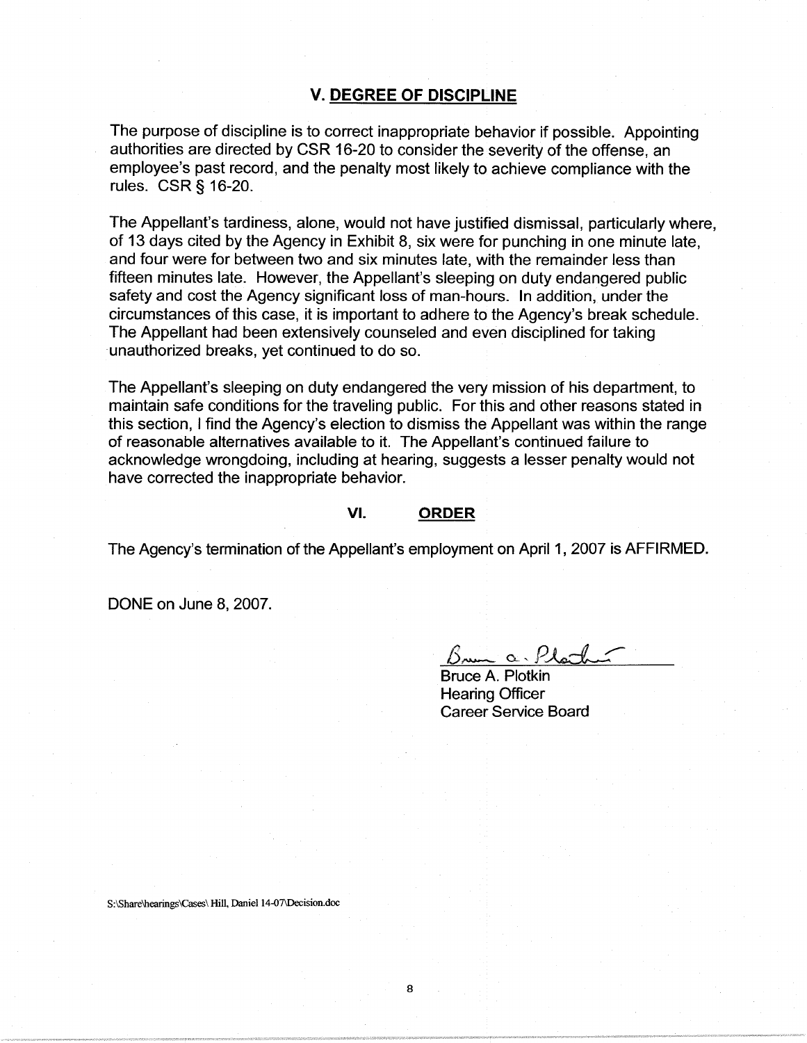## V. DEGREE OF DISCIPLINE

The purpose of discipline is to correct inappropriate behavior if possible. Appointing authorities are directed by CSR 16-20 to consider the severity of the offense, an employee's past record, and the penalty most likely to achieve compliance with the rules. CSR § 16-20.

The Appellant's tardiness, alone, would not have justified dismissal, particularly where, of 13 days cited by the Agency in Exhibit 8, six were for punching in one minute late, and four were for between two and six minutes late, with the remainder less than fifteen minutes late. However, the Appellant's sleeping on duty endangered public safety and cost the Agency significant loss of man-hours. In addition, under the circumstances of this case, it is important to adhere to the Agency's break schedule. The Appellant had been extensively counseled and even disciplined for taking unauthorized breaks, yet continued to do so.

The Appellant's sleeping on duty endangered the very mission of his department, to maintain safe conditions for the traveling public. For this and other reasons stated in this section, I find the Agency's election to dismiss the Appellant was within the range of reasonable alternatives available to it. The Appellant's continued failure to acknowledge wrongdoing, including at hearing, suggests a lesser penalty would not have corrected the inappropriate behavior.

## VI. ORDER

The Agency's termination of the Appellant's employment on April 1, 2007 is AFFIRMED.

DONE on June 8, 2007.

Bruce A. Plotkin
Hearing Officer
Career Service Board

S:\Share\hearings\Cases\ Hill, Daniel 14-07\Decision.doc